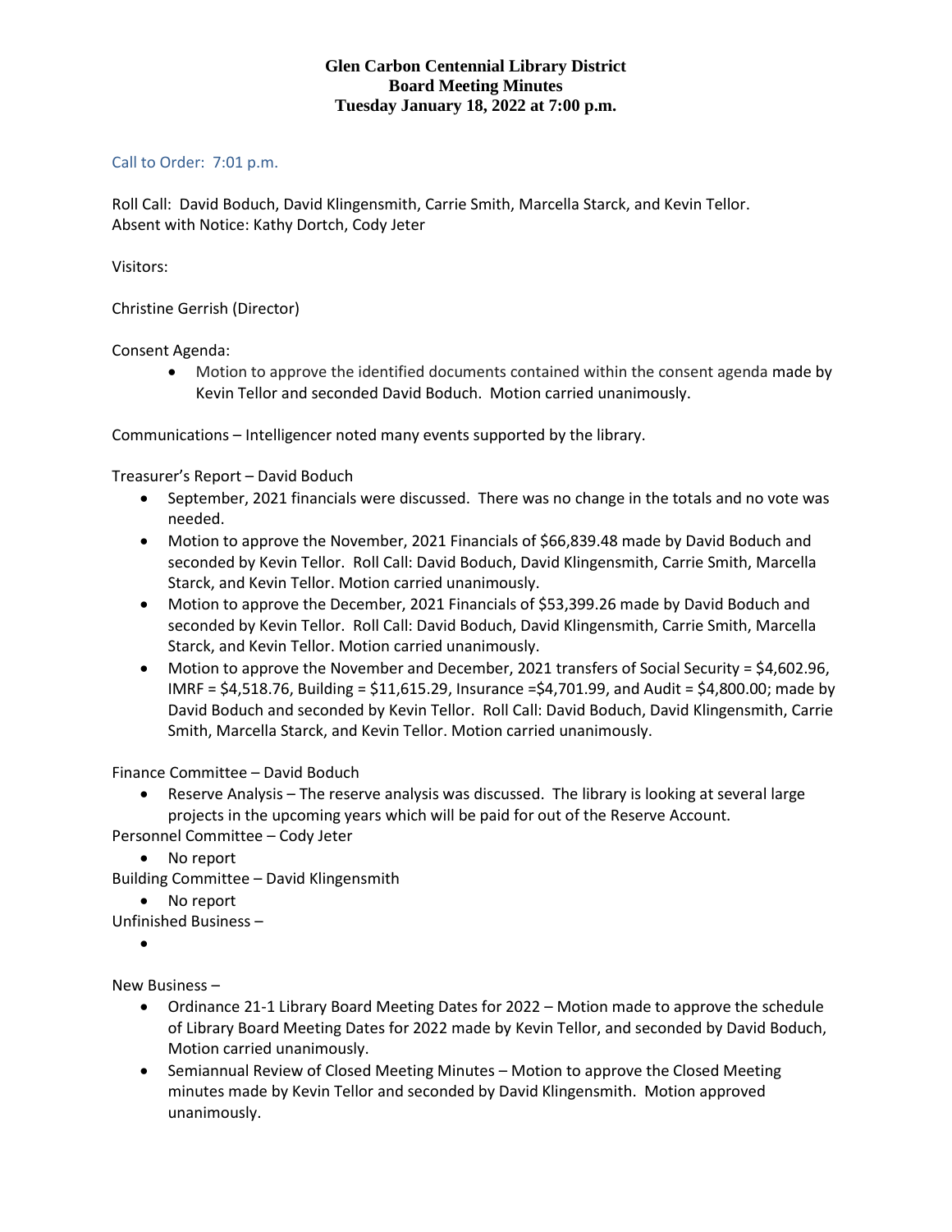**Glen Carbon Centennial Library District**
**Board Meeting Minutes**
**Tuesday January 18, 2022 at 7:00 p.m.**

Call to Order: 7:01 p.m.

Roll Call: David Boduch, David Klingensmith, Carrie Smith, Marcella Starck, and Kevin Tellor.
Absent with Notice: Kathy Dortch, Cody Jeter

Visitors:

Christine Gerrish (Director)

Consent Agenda:

- Motion to approve the identified documents contained within the consent agenda made by Kevin Tellor and seconded David Boduch. Motion carried unanimously.

Communications – Intelligencer noted many events supported by the library.

Treasurer's Report – David Boduch

- September, 2021 financials were discussed. There was no change in the totals and no vote was needed.
- Motion to approve the November, 2021 Financials of $66,839.48 made by David Boduch and seconded by Kevin Tellor. Roll Call: David Boduch, David Klingensmith, Carrie Smith, Marcella Starck, and Kevin Tellor. Motion carried unanimously.
- Motion to approve the December, 2021 Financials of $53,399.26 made by David Boduch and seconded by Kevin Tellor. Roll Call: David Boduch, David Klingensmith, Carrie Smith, Marcella Starck, and Kevin Tellor. Motion carried unanimously.
- Motion to approve the November and December, 2021 transfers of Social Security = $4,602.96, IMRF = $4,518.76, Building = $11,615.29, Insurance =$4,701.99, and Audit = $4,800.00; made by David Boduch and seconded by Kevin Tellor. Roll Call: David Boduch, David Klingensmith, Carrie Smith, Marcella Starck, and Kevin Tellor. Motion carried unanimously.

Finance Committee – David Boduch

- Reserve Analysis – The reserve analysis was discussed. The library is looking at several large projects in the upcoming years which will be paid for out of the Reserve Account.

Personnel Committee – Cody Jeter

- No report

Building Committee – David Klingensmith

- No report

Unfinished Business –

- 

New Business –

- Ordinance 21-1 Library Board Meeting Dates for 2022 – Motion made to approve the schedule of Library Board Meeting Dates for 2022 made by Kevin Tellor, and seconded by David Boduch, Motion carried unanimously.
- Semiannual Review of Closed Meeting Minutes – Motion to approve the Closed Meeting minutes made by Kevin Tellor and seconded by David Klingensmith. Motion approved unanimously.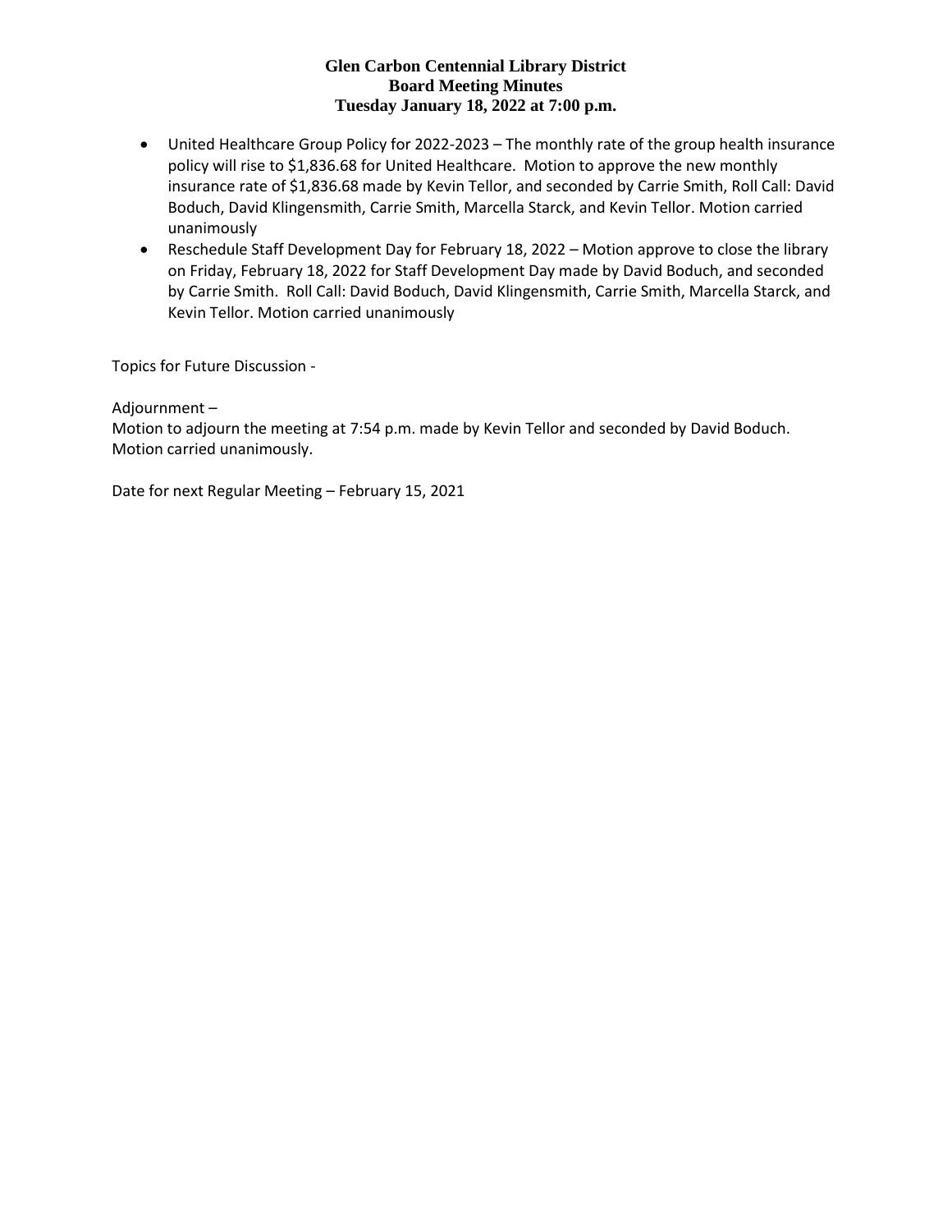**Glen Carbon Centennial Library District**
**Board Meeting Minutes**
**Tuesday January 18, 2022 at 7:00 p.m.**

- United Healthcare Group Policy for 2022-2023 – The monthly rate of the group health insurance policy will rise to $1,836.68 for United Healthcare. Motion to approve the new monthly insurance rate of $1,836.68 made by Kevin Tellor, and seconded by Carrie Smith, Roll Call: David Boduch, David Klingensmith, Carrie Smith, Marcella Starck, and Kevin Tellor. Motion carried unanimously
- Reschedule Staff Development Day for February 18, 2022 – Motion approve to close the library on Friday, February 18, 2022 for Staff Development Day made by David Boduch, and seconded by Carrie Smith. Roll Call: David Boduch, David Klingensmith, Carrie Smith, Marcella Starck, and Kevin Tellor. Motion carried unanimously

Topics for Future Discussion -

Adjournment –
Motion to adjourn the meeting at 7:54 p.m. made by Kevin Tellor and seconded by David Boduch. Motion carried unanimously.

Date for next Regular Meeting – February 15, 2021